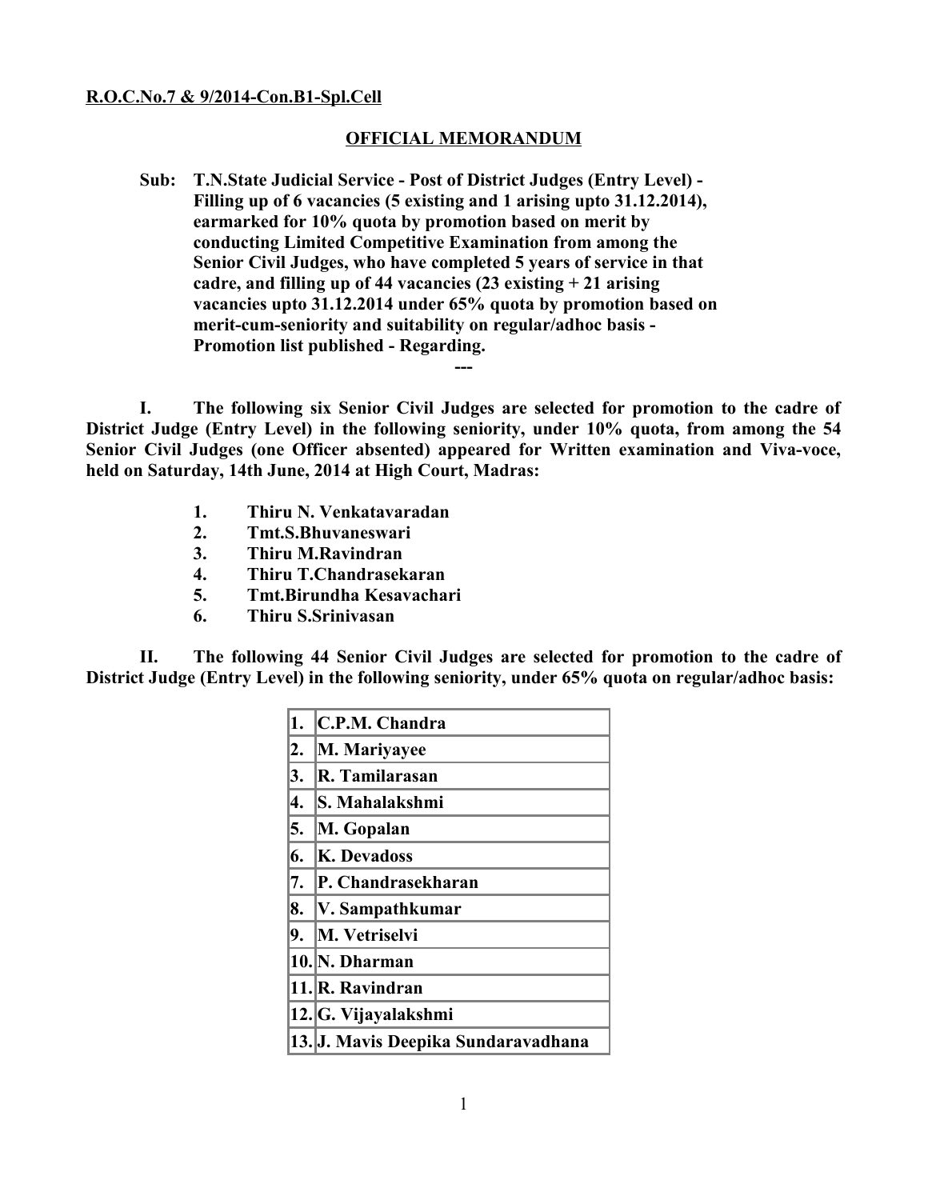**R.O.C.No.7 & 9/2014-Con.B1-Spl.Cell**

## OFFICIAL MEMORANDUM

**Sub: T.N.State Judicial Service - Post of District Judges (Entry Level) - Filling up of 6 vacancies (5 existing and 1 arising upto 31.12.2014), earmarked for 10% quota by promotion based on merit by conducting Limited Competitive Examination from among the Senior Civil Judges, who have completed 5 years of service in that cadre, and filling up of 44 vacancies (23 existing + 21 arising vacancies upto 31.12.2014 under 65% quota by promotion based on merit-cum-seniority and suitability on regular/adhoc basis - Promotion list published - Regarding.**

---

**I. The following six Senior Civil Judges are selected for promotion to the cadre of District Judge (Entry Level) in the following seniority, under 10% quota, from among the 54 Senior Civil Judges (one Officer absented) appeared for Written examination and Viva-voce, held on Saturday, 14th June, 2014 at High Court, Madras:**

1. **Thiru N. Venkatavaradan**
2. **Tmt.S.Bhuvaneswari**
3. **Thiru M.Ravindran**
4. **Thiru T.Chandrasekaran**
5. **Tmt.Birundha Kesavachari**
6. **Thiru S.Srinivasan**

**II. The following 44 Senior Civil Judges are selected for promotion to the cadre of District Judge (Entry Level) in the following seniority, under 65% quota on regular/adhoc basis:**

| | |
|---|---|
| 1. | C.P.M. Chandra |
| 2. | M. Mariyayee |
| 3. | R. Tamilarasan |
| 4. | S. Mahalakshmi |
| 5. | M. Gopalan |
| 6. | K. Devadoss |
| 7. | P. Chandrasekharan |
| 8. | V. Sampathkumar |
| 9. | M. Vetriselvi |
| 10. | N. Dharman |
| 11. | R. Ravindran |
| 12. | G. Vijayalakshmi |
| 13. | J. Mavis Deepika Sundaravadhana |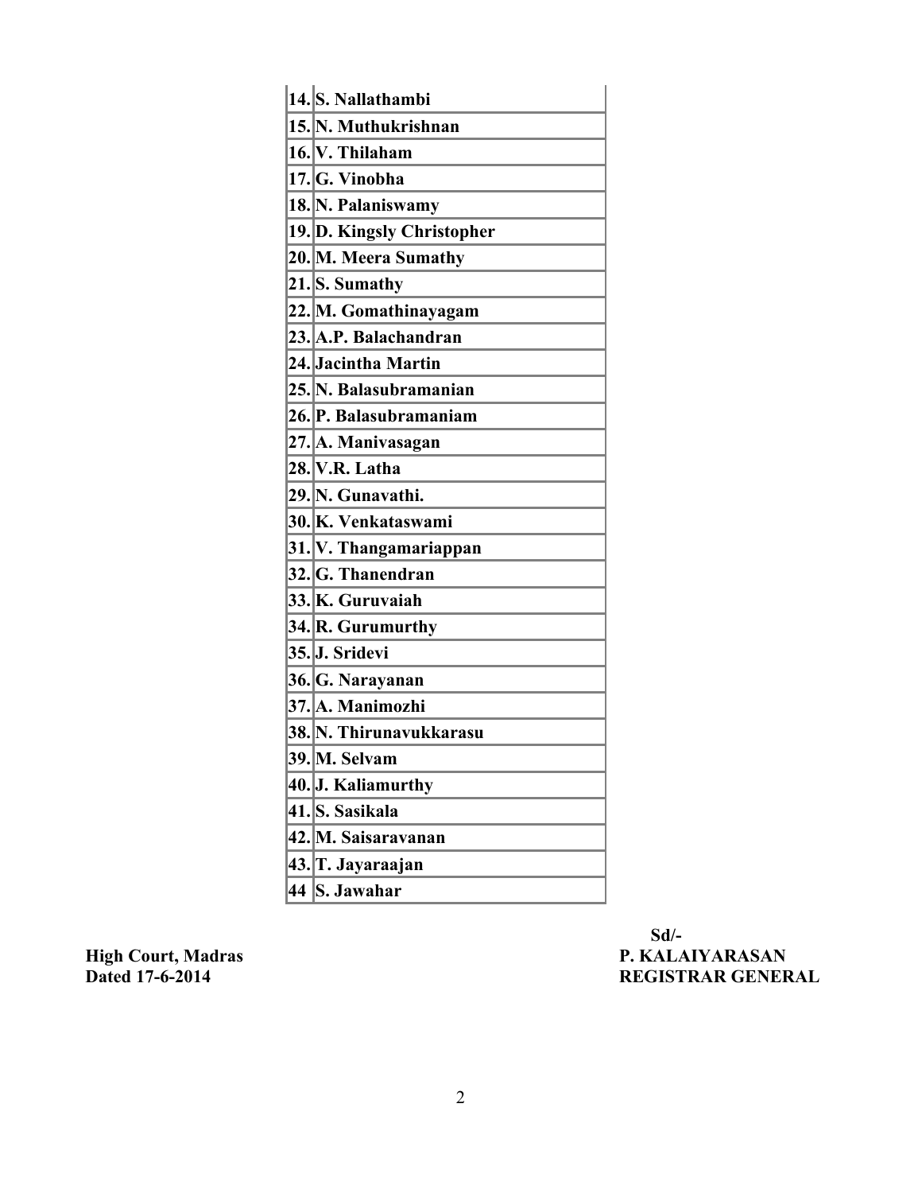| | |
|---|---|
| 14. | S. Nallathambi |
| 15. | N. Muthukrishnan |
| 16. | V. Thilaham |
| 17. | G. Vinobha |
| 18. | N. Palaniswamy |
| 19. | D. Kingsly Christopher |
| 20. | M. Meera Sumathy |
| 21. | S. Sumathy |
| 22. | M. Gomathinayagam |
| 23. | A.P. Balachandran |
| 24. | Jacintha Martin |
| 25. | N. Balasubramanian |
| 26. | P. Balasubramaniam |
| 27. | A. Manivasagan |
| 28. | V.R. Latha |
| 29. | N. Gunavathi. |
| 30. | K. Venkataswami |
| 31. | V. Thangamariappan |
| 32. | G. Thanendran |
| 33. | K. Guruvaiah |
| 34. | R. Gurumurthy |
| 35. | J. Sridevi |
| 36. | G. Narayanan |
| 37. | A. Manimozhi |
| 38. | N. Thirunavukkarasu |
| 39. | M. Selvam |
| 40. | J. Kaliamurthy |
| 41. | S. Sasikala |
| 42. | M. Saisaravanan |
| 43. | T. Jayaraajan |
| 44 | S. Jawahar |

**Sd/-**
**P. KALAIYARASAN**
**REGISTRAR GENERAL**

**High Court, Madras**
**Dated 17-6-2014**